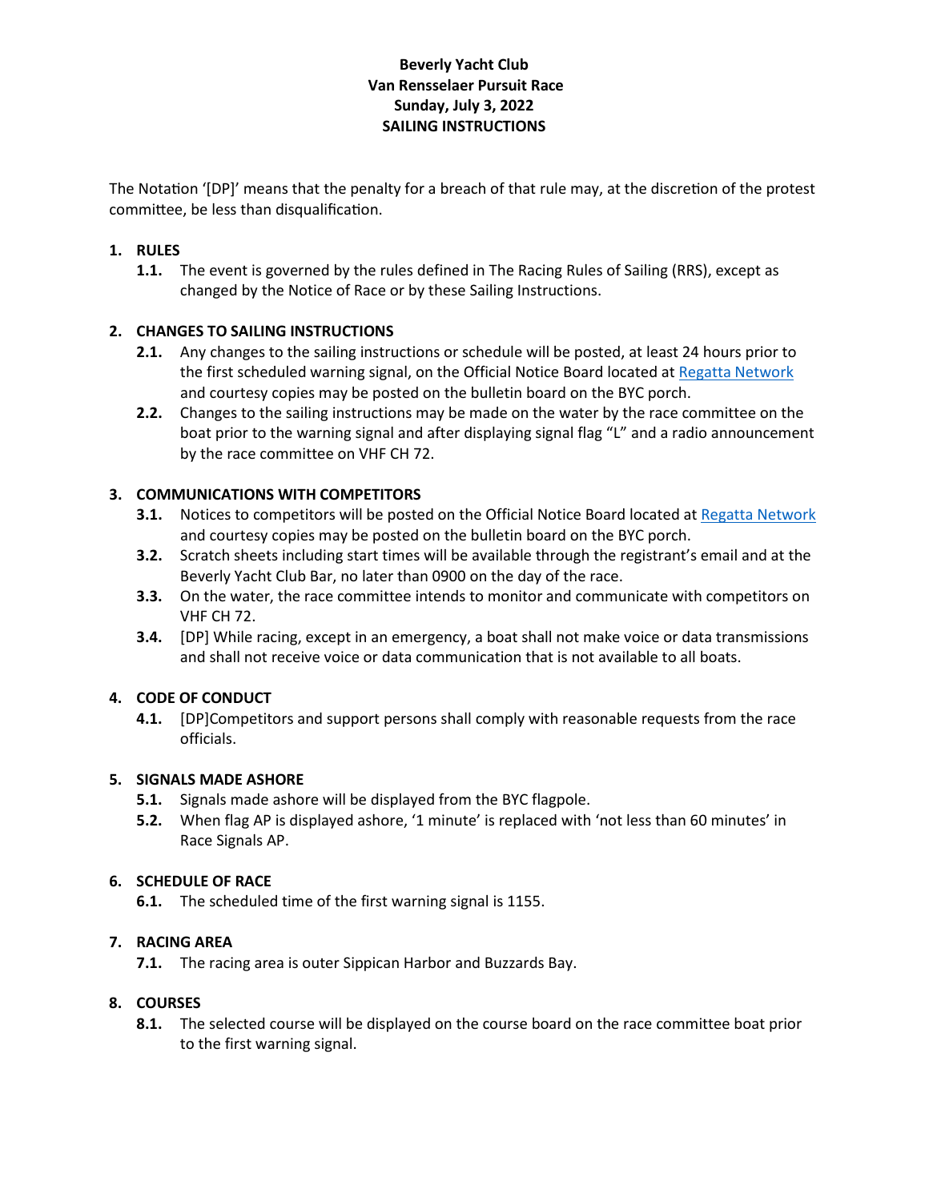**Beverly Yacht Club**
**Van Rensselaer Pursuit Race**
**Sunday, July 3, 2022**
**SAILING INSTRUCTIONS**

The Notation '[DP]' means that the penalty for a breach of that rule may, at the discretion of the protest committee, be less than disqualification.

## 1. RULES

**1.1.** The event is governed by the rules defined in The Racing Rules of Sailing (RRS), except as changed by the Notice of Race or by these Sailing Instructions.

## 2. CHANGES TO SAILING INSTRUCTIONS

**2.1.** Any changes to the sailing instructions or schedule will be posted, at least 24 hours prior to the first scheduled warning signal, on the Official Notice Board located at Regatta Network and courtesy copies may be posted on the bulletin board on the BYC porch.

**2.2.** Changes to the sailing instructions may be made on the water by the race committee on the boat prior to the warning signal and after displaying signal flag "L" and a radio announcement by the race committee on VHF CH 72.

## 3. COMMUNICATIONS WITH COMPETITORS

**3.1.** Notices to competitors will be posted on the Official Notice Board located at Regatta Network and courtesy copies may be posted on the bulletin board on the BYC porch.

**3.2.** Scratch sheets including start times will be available through the registrant's email and at the Beverly Yacht Club Bar, no later than 0900 on the day of the race.

**3.3.** On the water, the race committee intends to monitor and communicate with competitors on VHF CH 72.

**3.4.** [DP] While racing, except in an emergency, a boat shall not make voice or data transmissions and shall not receive voice or data communication that is not available to all boats.

## 4. CODE OF CONDUCT

**4.1.** [DP]Competitors and support persons shall comply with reasonable requests from the race officials.

## 5. SIGNALS MADE ASHORE

**5.1.** Signals made ashore will be displayed from the BYC flagpole.

**5.2.** When flag AP is displayed ashore, '1 minute' is replaced with 'not less than 60 minutes' in Race Signals AP.

## 6. SCHEDULE OF RACE

**6.1.** The scheduled time of the first warning signal is 1155.

## 7. RACING AREA

**7.1.** The racing area is outer Sippican Harbor and Buzzards Bay.

## 8. COURSES

**8.1.** The selected course will be displayed on the course board on the race committee boat prior to the first warning signal.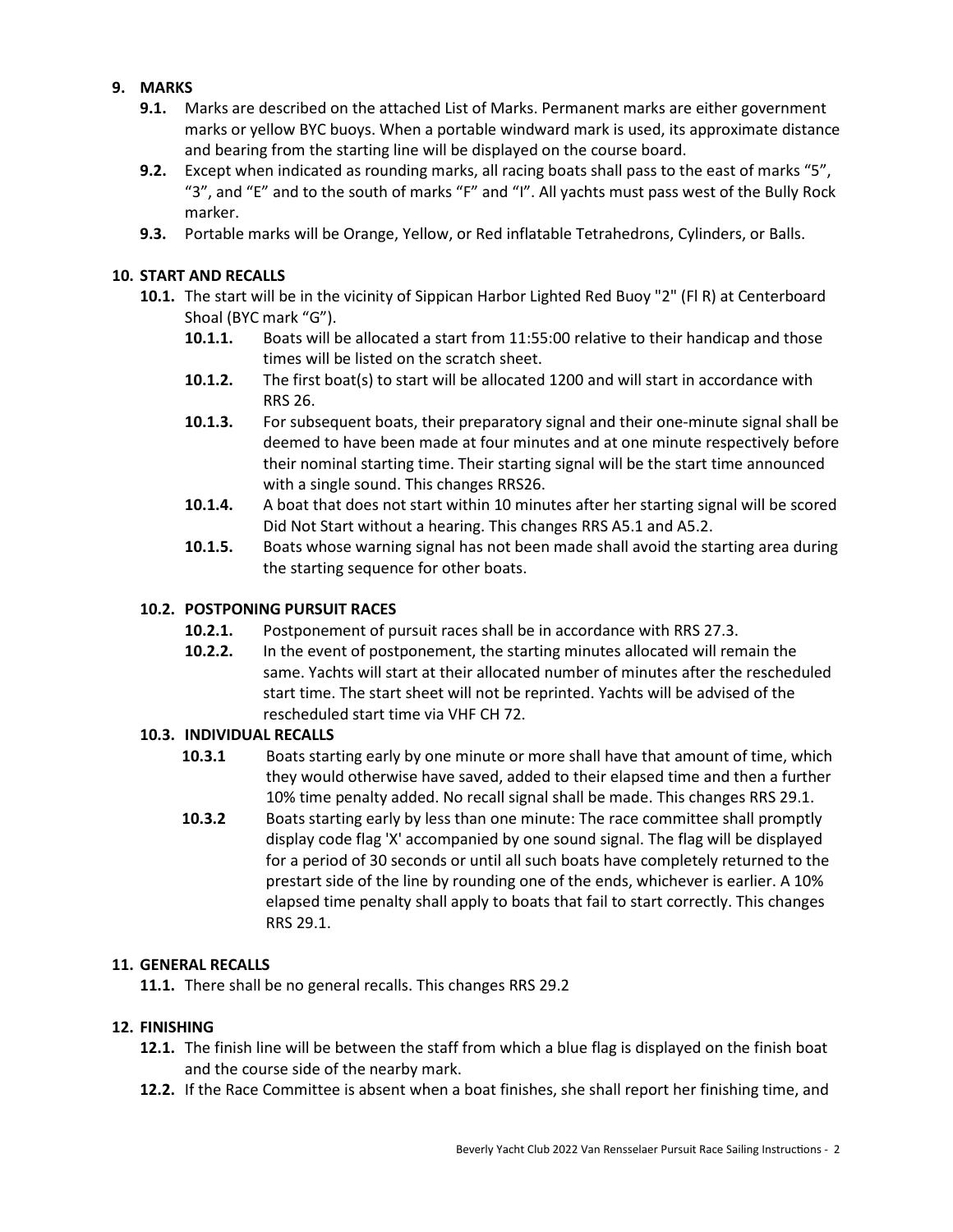## 9. MARKS

**9.1.** Marks are described on the attached List of Marks. Permanent marks are either government marks or yellow BYC buoys. When a portable windward mark is used, its approximate distance and bearing from the starting line will be displayed on the course board.

**9.2.** Except when indicated as rounding marks, all racing boats shall pass to the east of marks "5", "3", and "E" and to the south of marks "F" and "I". All yachts must pass west of the Bully Rock marker.

**9.3.** Portable marks will be Orange, Yellow, or Red inflatable Tetrahedrons, Cylinders, or Balls.

## 10. START AND RECALLS

**10.1.** The start will be in the vicinity of Sippican Harbor Lighted Red Buoy "2" (Fl R) at Centerboard Shoal (BYC mark "G").

**10.1.1.** Boats will be allocated a start from 11:55:00 relative to their handicap and those times will be listed on the scratch sheet.

**10.1.2.** The first boat(s) to start will be allocated 1200 and will start in accordance with RRS 26.

**10.1.3.** For subsequent boats, their preparatory signal and their one-minute signal shall be deemed to have been made at four minutes and at one minute respectively before their nominal starting time. Their starting signal will be the start time announced with a single sound. This changes RRS26.

**10.1.4.** A boat that does not start within 10 minutes after her starting signal will be scored Did Not Start without a hearing. This changes RRS A5.1 and A5.2.

**10.1.5.** Boats whose warning signal has not been made shall avoid the starting area during the starting sequence for other boats.

### 10.2. POSTPONING PURSUIT RACES

**10.2.1.** Postponement of pursuit races shall be in accordance with RRS 27.3.

**10.2.2.** In the event of postponement, the starting minutes allocated will remain the same. Yachts will start at their allocated number of minutes after the rescheduled start time. The start sheet will not be reprinted. Yachts will be advised of the rescheduled start time via VHF CH 72.

### 10.3. INDIVIDUAL RECALLS

**10.3.1** Boats starting early by one minute or more shall have that amount of time, which they would otherwise have saved, added to their elapsed time and then a further 10% time penalty added. No recall signal shall be made. This changes RRS 29.1.

**10.3.2** Boats starting early by less than one minute: The race committee shall promptly display code flag 'X' accompanied by one sound signal. The flag will be displayed for a period of 30 seconds or until all such boats have completely returned to the prestart side of the line by rounding one of the ends, whichever is earlier. A 10% elapsed time penalty shall apply to boats that fail to start correctly. This changes RRS 29.1.

## 11. GENERAL RECALLS

**11.1.** There shall be no general recalls. This changes RRS 29.2

## 12. FINISHING

**12.1.** The finish line will be between the staff from which a blue flag is displayed on the finish boat and the course side of the nearby mark.

**12.2.** If the Race Committee is absent when a boat finishes, she shall report her finishing time, and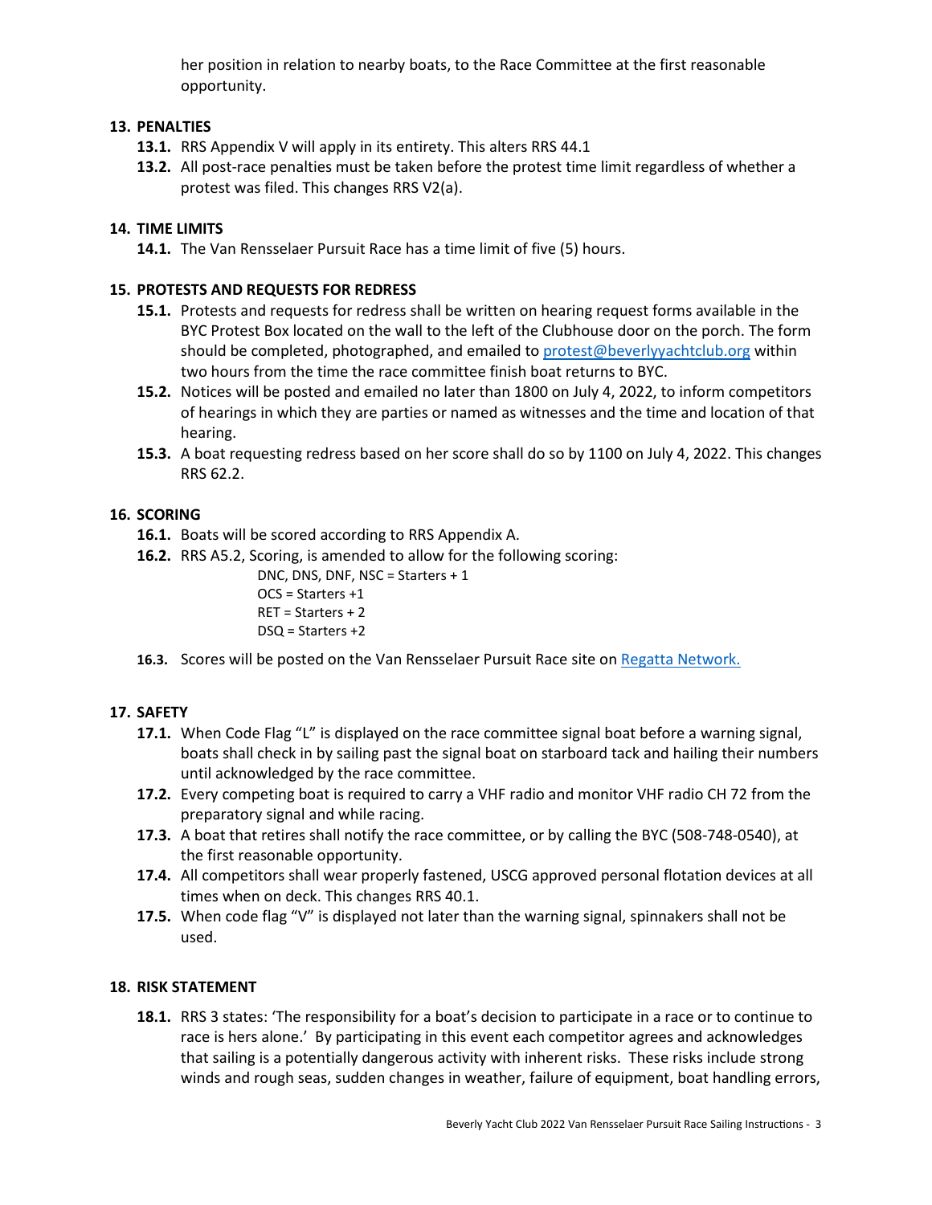her position in relation to nearby boats, to the Race Committee at the first reasonable opportunity.

**13. PENALTIES**

**13.1.** RRS Appendix V will apply in its entirety. This alters RRS 44.1

**13.2.** All post-race penalties must be taken before the protest time limit regardless of whether a protest was filed. This changes RRS V2(a).

**14. TIME LIMITS**

**14.1.** The Van Rensselaer Pursuit Race has a time limit of five (5) hours.

**15. PROTESTS AND REQUESTS FOR REDRESS**

**15.1.** Protests and requests for redress shall be written on hearing request forms available in the BYC Protest Box located on the wall to the left of the Clubhouse door on the porch. The form should be completed, photographed, and emailed to [protest@beverlyyachtclub.org](mailto:protest@beverlyyachtclub.org) within two hours from the time the race committee finish boat returns to BYC.

**15.2.** Notices will be posted and emailed no later than 1800 on July 4, 2022, to inform competitors of hearings in which they are parties or named as witnesses and the time and location of that hearing.

**15.3.** A boat requesting redress based on her score shall do so by 1100 on July 4, 2022. This changes RRS 62.2.

**16. SCORING**

**16.1.** Boats will be scored according to RRS Appendix A.

**16.2.** RRS A5.2, Scoring, is amended to allow for the following scoring:

DNC, DNS, DNF, NSC = Starters + 1
OCS = Starters +1
RET = Starters + 2
DSQ = Starters +2

**16.3.** Scores will be posted on the Van Rensselaer Pursuit Race site on [Regatta Network.]()

**17. SAFETY**

**17.1.** When Code Flag "L" is displayed on the race committee signal boat before a warning signal, boats shall check in by sailing past the signal boat on starboard tack and hailing their numbers until acknowledged by the race committee.

**17.2.** Every competing boat is required to carry a VHF radio and monitor VHF radio CH 72 from the preparatory signal and while racing.

**17.3.** A boat that retires shall notify the race committee, or by calling the BYC (508-748-0540), at the first reasonable opportunity.

**17.4.** All competitors shall wear properly fastened, USCG approved personal flotation devices at all times when on deck. This changes RRS 40.1.

**17.5.** When code flag "V" is displayed not later than the warning signal, spinnakers shall not be used.

**18. RISK STATEMENT**

**18.1.** RRS 3 states: 'The responsibility for a boat's decision to participate in a race or to continue to race is hers alone.' By participating in this event each competitor agrees and acknowledges that sailing is a potentially dangerous activity with inherent risks. These risks include strong winds and rough seas, sudden changes in weather, failure of equipment, boat handling errors,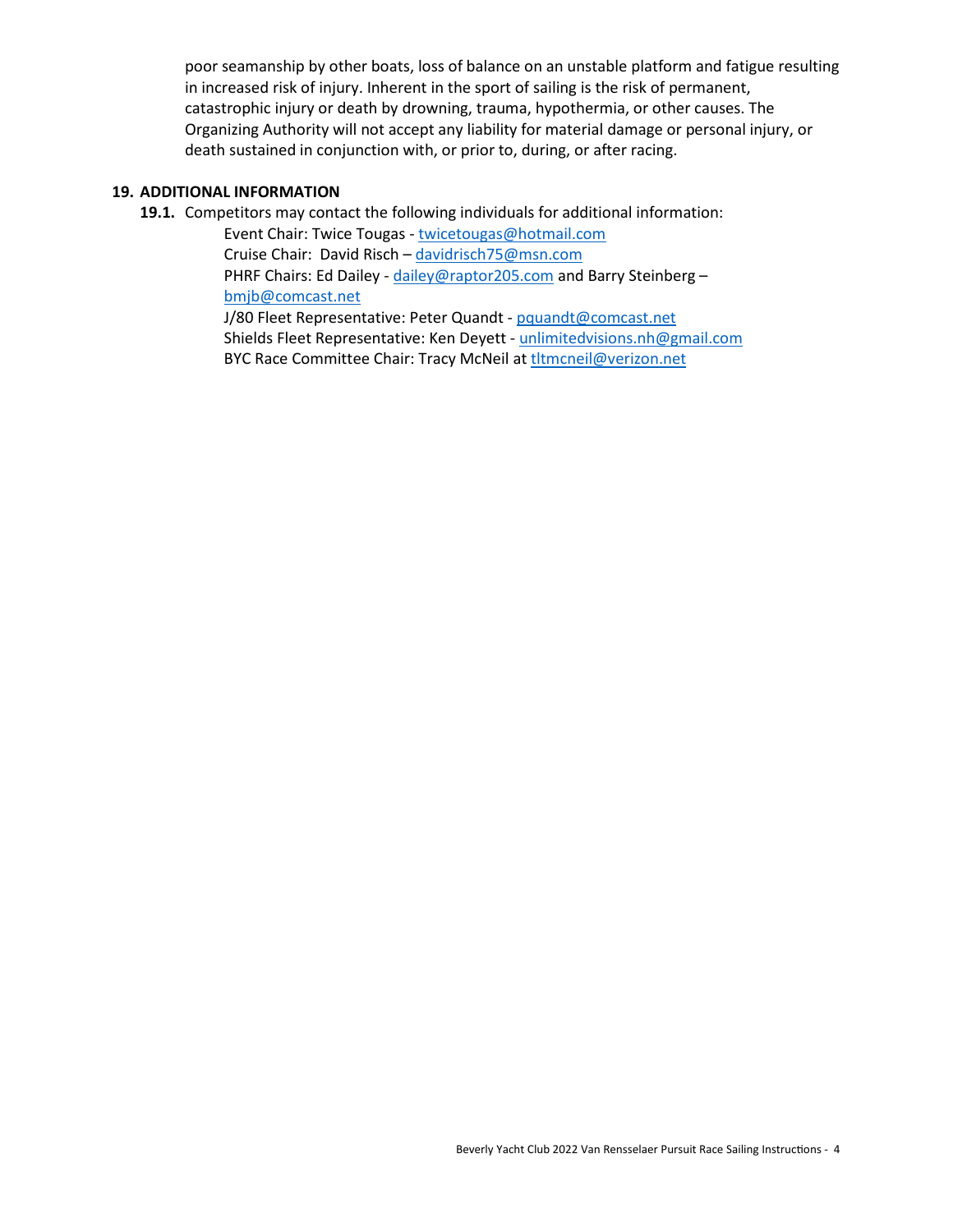poor seamanship by other boats, loss of balance on an unstable platform and fatigue resulting in increased risk of injury. Inherent in the sport of sailing is the risk of permanent, catastrophic injury or death by drowning, trauma, hypothermia, or other causes. The Organizing Authority will not accept any liability for material damage or personal injury, or death sustained in conjunction with, or prior to, during, or after racing.

## 19. ADDITIONAL INFORMATION

**19.1.** Competitors may contact the following individuals for additional information:

Event Chair: Twice Tougas - twicetougas@hotmail.com
Cruise Chair: David Risch – davidrisch75@msn.com
PHRF Chairs: Ed Dailey - dailey@raptor205.com and Barry Steinberg – bmjb@comcast.net
J/80 Fleet Representative: Peter Quandt - pquandt@comcast.net
Shields Fleet Representative: Ken Deyett - unlimitedvisions.nh@gmail.com
BYC Race Committee Chair: Tracy McNeil at tltmcneil@verizon.net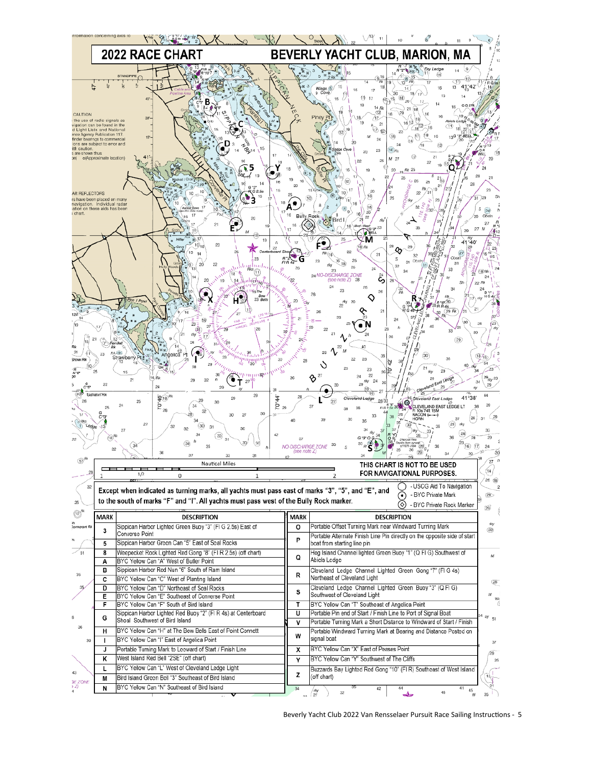# 2022 RACE CHART

# BEVERLY YACHT CLUB, MARION, MA

THIS CHART IS NOT TO BE USED FOR NAVIGATIONAL PURPOSES.

Except when indicated as turning marks, all yachts must pass east of marks "3", "5", and "E", and to the south of marks "F" and "I". All yachts must pass west of the Bully Rock marker.

- USCG Aid To Navigation
- BYC Private Mark
- BYC Private Rock Marker

| MARK | DESCRIPTION | MARK | DESCRIPTION |
|---|---|---|---|
| 3 | Sippican Harbor Lighted Green Buoy "3" (Fl G 2.5s) East of Converse Point | O | Portable Offset Turning Mark near Windward Turning Mark |
| 5 | Sippican Harbor Green Can "5" East of Seal Rocks | P | Portable Alternate Finish Line Pin directly on the opposite side of start boat from starting line pin |
| 8 | Weepecket Rock Lighted Red Gong "8" (Fl R 2.5s) (off chart) | Q | Hog Island Channel lighted Green Buoy "1" (Q Fl G) Southwest of Abiels Ledge |
| A | BYC Yellow Can "A" West of Butler Point | | |
| B | Sippican Harbor Red Nun "6" South of Ram Island | R | Cleveland Ledge Channel Lighted Green Gong "7" (Fl G 4s) Northeast of Cleveland Light |
| C | BYC Yellow Can "C" West of Planting Island | | |
| D | BYC Yellow Can "D" Northeast of Seal Rocks | S | Cleveland Ledge Channel Lighted Green Buoy "3" (Q Fl G) Southwest of Cleveland Light |
| E | BYC Yellow Can "E" Southeast of Converse Point | | |
| F | BYC Yellow Can "F" South of Bird Island | T | BYC Yellow Can "T" Southeast of Angelica Point |
| G | Sippican Harbor Lighted Red Buoy "2" (Fl R 4s) at Centerboard Shoal Southwest of Bird Island | U | Portable Pin end of Start / Finish Line to Port of Signal Boat |
| | | V | Portable Turning Mark a Short Distance to Windward of Start / Finish |
| H | BYC Yellow Can "H" at The Bow Bells East of Point Connett | W | Portable Windward Turning Mark at Bearing and Distance Posted on signal boat |
| I | BYC Yellow Can "I" East of Angelica Point | | |
| J | Portable Turning Mark to Leeward of Start / Finish Line | X | BYC Yellow Can "X" East of Peases Point |
| K | West Island Red Bell "2SE" (off chart) | Y | BYC Yellow Can "Y" Southwest of The Cliffs |
| L | BYC Yellow Can "L" West of Cleveland Ledge Light | Z | Buzzards Bay Lighted Red Gong "10" (Fl R) Southeast of West Island (off chart) |
| M | Bird Island Green Bell "3" Southeast of Bird Island | | |
| N | BYC Yellow Can "N" Southeast of Bird Island | | |

Beverly Yacht Club 2022 Van Rensselaer Pursuit Race Sailing Instructions - 5